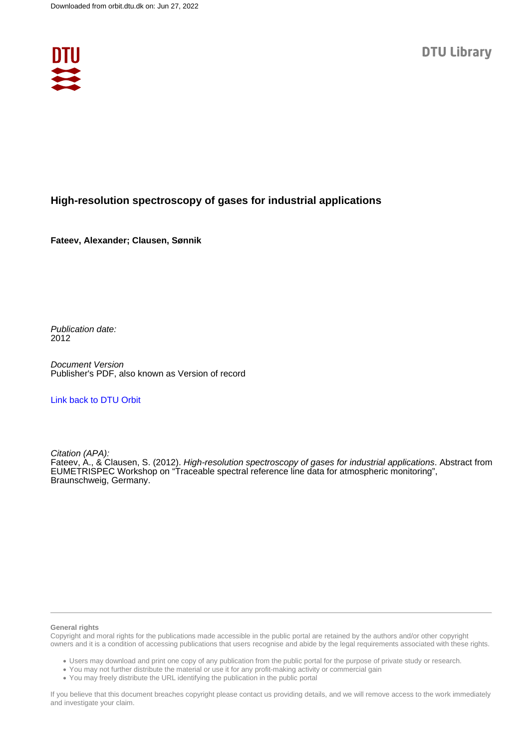Downloaded from orbit.dtu.dk on: Jun 27, 2022

DTU Library

# High-resolution spectroscopy of gases for industrial applications

**Fateev, Alexander; Clausen, Sønnik**

*Publication date:*
2012

*Document Version*
Publisher's PDF, also known as Version of record

Link back to DTU Orbit

*Citation (APA):*
Fateev, A., & Clausen, S. (2012). *High-resolution spectroscopy of gases for industrial applications*. Abstract from EUMETRISPEC Workshop on "Traceable spectral reference line data for atmospheric monitoring", Braunschweig, Germany.

**General rights**
Copyright and moral rights for the publications made accessible in the public portal are retained by the authors and/or other copyright owners and it is a condition of accessing publications that users recognise and abide by the legal requirements associated with these rights.

- Users may download and print one copy of any publication from the public portal for the purpose of private study or research.
- You may not further distribute the material or use it for any profit-making activity or commercial gain
- You may freely distribute the URL identifying the publication in the public portal

If you believe that this document breaches copyright please contact us providing details, and we will remove access to the work immediately and investigate your claim.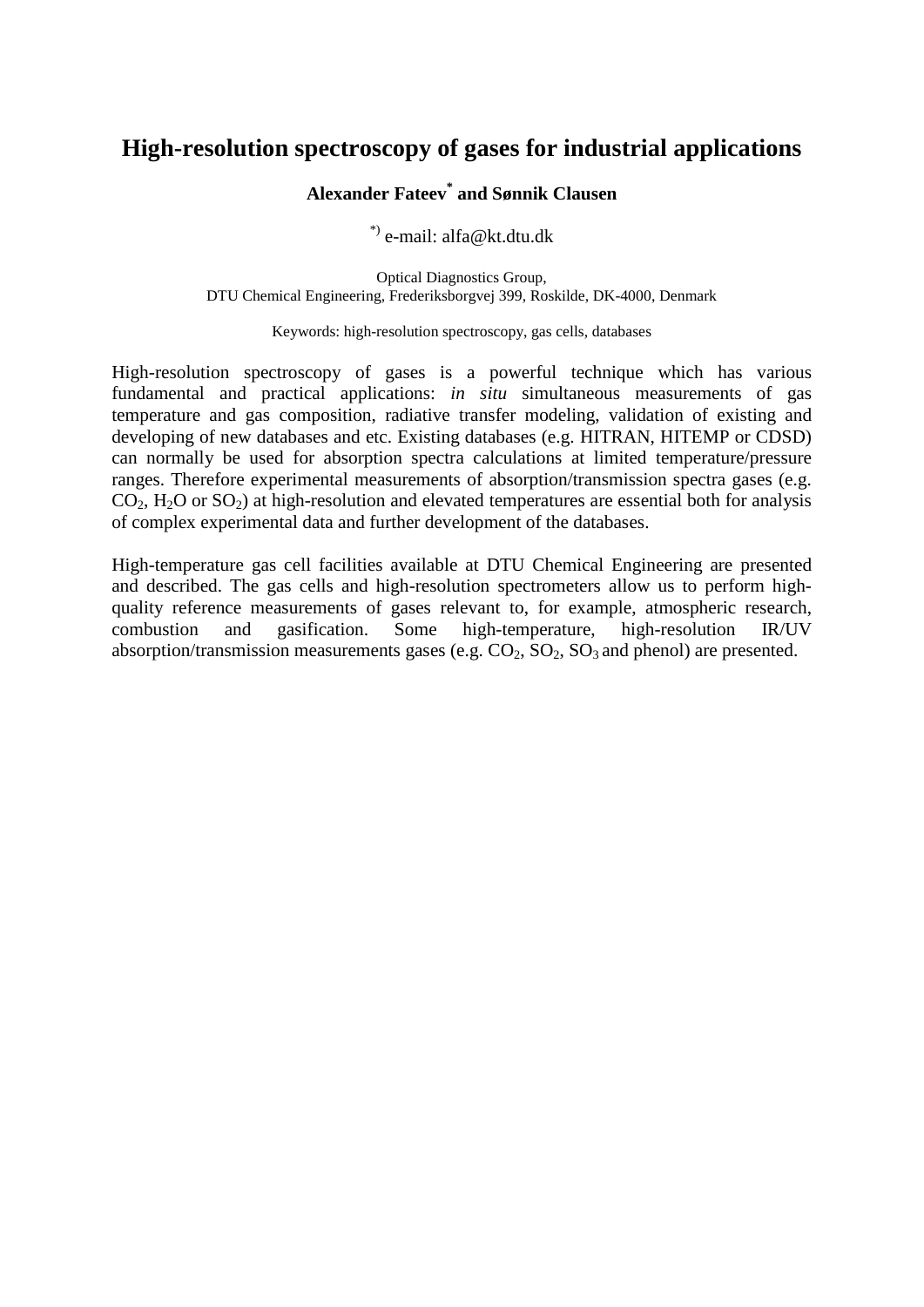# High-resolution spectroscopy of gases for industrial applications

**Alexander Fateev[*] and Sønnik Clausen**

[*)] e-mail: alfa@kt.dtu.dk

Optical Diagnostics Group,
DTU Chemical Engineering, Frederiksborgvej 399, Roskilde, DK-4000, Denmark

Keywords: high-resolution spectroscopy, gas cells, databases

High-resolution spectroscopy of gases is a powerful technique which has various fundamental and practical applications: *in situ* simultaneous measurements of gas temperature and gas composition, radiative transfer modeling, validation of existing and developing of new databases and etc. Existing databases (e.g. HITRAN, HITEMP or CDSD) can normally be used for absorption spectra calculations at limited temperature/pressure ranges. Therefore experimental measurements of absorption/transmission spectra gases (e.g. $CO_2$, $H_2O$ or $SO_2$) at high-resolution and elevated temperatures are essential both for analysis of complex experimental data and further development of the databases.

High-temperature gas cell facilities available at DTU Chemical Engineering are presented and described. The gas cells and high-resolution spectrometers allow us to perform high-quality reference measurements of gases relevant to, for example, atmospheric research, combustion and gasification. Some high-temperature, high-resolution IR/UV absorption/transmission measurements gases (e.g. $CO_2$, $SO_2$, $SO_3$ and phenol) are presented.